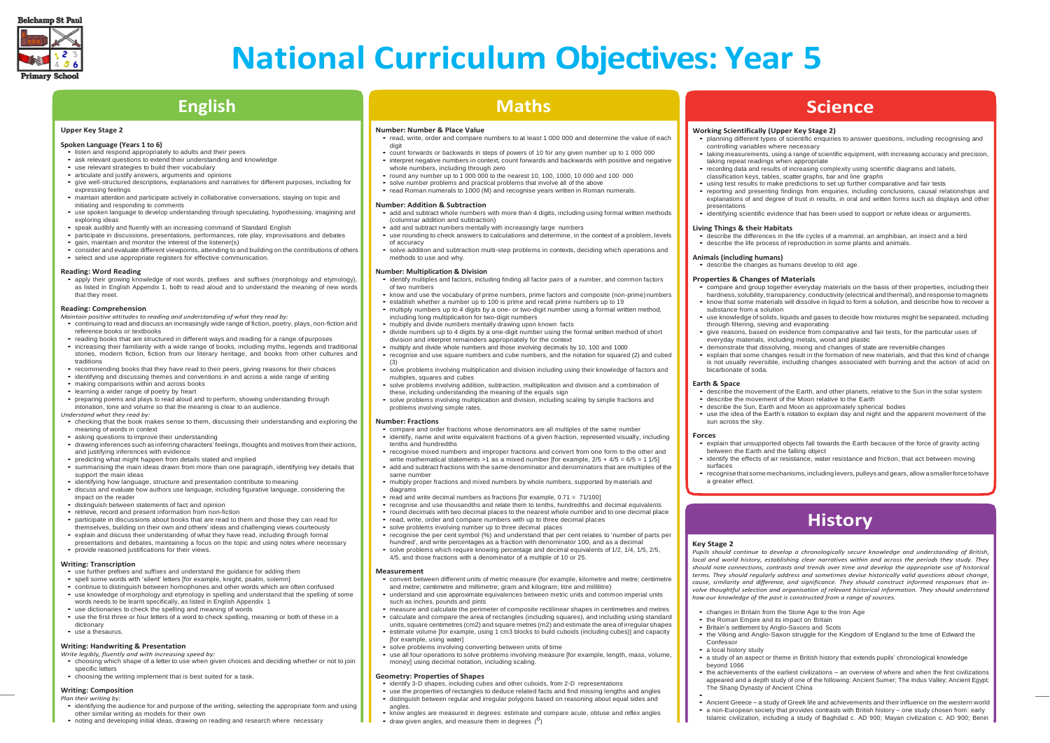Belchamp St Paul Primary School

# National Curriculum Objectives: Year 5

## English

### Upper Key Stage 2

#### Spoken Language (Years 1 to 6)

- listen and respond appropriately to adults and their peers
- ask relevant questions to extend their understanding and knowledge
- use relevant strategies to build their vocabulary
- articulate and justify answers, arguments and opinions
- give well-structured descriptions, explanations and narratives for different purposes, including for expressing feelings
- maintain attention and participate actively in collaborative conversations, staying on topic and initiating and responding to comments
- use spoken language to develop understanding through speculating, hypothesising, imagining and exploring ideas
- speak audibly and fluently with an increasing command of Standard English
- participate in discussions, presentations, performances, role play, improvisations and debates
- gain, maintain and monitor the interest of the listener(s)
- consider and evaluate different viewpoints, attending to and building on the contributions of others
- select and use appropriate registers for effective communication.

#### Reading: Word Reading

- apply their growing knowledge of root words, prefixes and suffixes (morphology and etymology), as listed in English Appendix 1, both to read aloud and to understand the meaning of new words that they meet.

#### Reading: Comprehension

*Maintain positive attitudes to reading and understanding of what they read by:*

- continuing to read and discuss an increasingly wide range of fiction, poetry, plays, non-fiction and reference books or textbooks
- reading books that are structured in different ways and reading for a range of purposes
- increasing their familiarity with a wide range of books, including myths, legends and traditional stories, modern fiction, fiction from our literary heritage, and books from other cultures and traditions
- recommending books that they have read to their peers, giving reasons for their choices
- identifying and discussing themes and conventions in and across a wide range of writing
- making comparisons within and across books
- learning a wider range of poetry by heart
- preparing poems and plays to read aloud and to perform, showing understanding through intonation, tone and volume so that the meaning is clear to an audience.

*Understand what they read by:*

- checking that the book makes sense to them, discussing their understanding and exploring the meaning of words in context
- asking questions to improve their understanding
- drawing inferences such as inferring characters' feelings, thoughts and motives from their actions, and justifying inferences with evidence
- predicting what might happen from details stated and implied
- summarising the main ideas drawn from more than one paragraph, identifying key details that support the main ideas
- identifying how language, structure and presentation contribute to meaning
- discuss and evaluate how authors use language, including figurative language, considering the impact on the reader
- distinguish between statements of fact and opinion
- retrieve, record and present information from non-fiction
- participate in discussions about books that are read to them and those they can read for themselves, building on their own and others' ideas and challenging views courteously
- explain and discuss their understanding of what they have read, including through formal presentations and debates, maintaining a focus on the topic and using notes where necessary
- provide reasoned justifications for their views.

#### Writing: Transcription

- use further prefixes and suffixes and understand the guidance for adding them
- spell some words with 'silent' letters [for example, knight, psalm, solemn]
- continue to distinguish between homophones and other words which are often confused
- use knowledge of morphology and etymology in spelling and understand that the spelling of some words needs to be learnt specifically, as listed in English Appendix 1
- use dictionaries to check the spelling and meaning of words
- use the first three or four letters of a word to check spelling, meaning or both of these in a dictionary
- use a thesaurus.

#### Writing: Handwriting & Presentation

*Write legibly, fluently and with increasing speed by:*

- choosing which shape of a letter to use when given choices and deciding whether or not to join specific letters
- choosing the writing implement that is best suited for a task.

#### Writing: Composition

*Plan their writing by:*

- identifying the audience for and purpose of the writing, selecting the appropriate form and using other similar writing as models for their own
- noting and developing initial ideas, drawing on reading and research where necessary

## Maths

#### Number: Number & Place Value

- read, write, order and compare numbers to at least 1 000 000 and determine the value of each digit
- count forwards or backwards in steps of powers of 10 for any given number up to 1 000 000
- interpret negative numbers in context, count forwards and backwards with positive and negative whole numbers, including through zero
- round any number up to 1 000 000 to the nearest 10, 100, 1000, 10 000 and 100 000
- solve number problems and practical problems that involve all of the above
- read Roman numerals to 1000 (M) and recognise years written in Roman numerals.

#### Number: Addition & Subtraction

- add and subtract whole numbers with more than 4 digits, including using formal written methods (columnar addition and subtraction)
- add and subtract numbers mentally with increasingly large numbers
- use rounding to check answers to calculations and determine, in the context of a problem, levels of accuracy
- solve addition and subtraction multi-step problems in contexts, deciding which operations and methods to use and why.

#### Number: Multiplication & Division

- identify multiples and factors, including finding all factor pairs of a number, and common factors of two numbers
- know and use the vocabulary of prime numbers, prime factors and composite (non-prime) numbers
- establish whether a number up to 100 is prime and recall prime numbers up to 19
- multiply numbers up to 4 digits by a one- or two-digit number using a formal written method, including long multiplication for two-digit numbers
- multiply and divide numbers mentally drawing upon known facts
- divide numbers up to 4 digits by a one-digit number using the formal written method of short division and interpret remainders appropriately for the context
- multiply and divide whole numbers and those involving decimals by 10, 100 and 1000
- recognise and use square numbers and cube numbers, and the notation for squared ($^2$) and cubed ($^3$)
- solve problems involving multiplication and division including using their knowledge of factors and multiples, squares and cubes
- solve problems involving addition, subtraction, multiplication and division and a combination of these, including understanding the meaning of the equals sign
- solve problems involving multiplication and division, including scaling by simple fractions and problems involving simple rates.

#### Number: Fractions

- compare and order fractions whose denominators are all multiples of the same number
- identify, name and write equivalent fractions of a given fraction, represented visually, including tenths and hundredths
- recognise mixed numbers and improper fractions and convert from one form to the other and write mathematical statements >1 as a mixed number [for example, $2/5 + 4/5 = 6/5 = 1\ 1/5$]
- add and subtract fractions with the same denominator and denominators that are multiples of the same number
- multiply proper fractions and mixed numbers by whole numbers, supported by materials and diagrams
- read and write decimal numbers as fractions [for example, $0.71 = 71/100$]
- recognise and use thousandths and relate them to tenths, hundredths and decimal equivalents
- round decimals with two decimal places to the nearest whole number and to one decimal place
- read, write, order and compare numbers with up to three decimal places
- solve problems involving number up to three decimal places
- recognise the per cent symbol (%) and understand that per cent relates to 'number of parts per hundred', and write percentages as a fraction with denominator 100, and as a decimal
- solve problems which require knowing percentage and decimal equivalents of 1/2, 1/4, 1/5, 2/5, 4/5, and those fractions with a denominator of a multiple of 10 or 25.

#### Measurement

- convert between different units of metric measure (for example, kilometre and metre; centimetre and metre; centimetre and millimetre; gram and kilogram; litre and millilitre)
- understand and use approximate equivalences between metric units and common imperial units such as inches, pounds and pints
- measure and calculate the perimeter of composite rectilinear shapes in centimetres and metres
- calculate and compare the area of rectangles (including squares), and including using standard units, square centimetres (cm2) and square metres (m2) and estimate the area of irregular shapes
- estimate volume [for example, using 1 cm3 blocks to build cuboids (including cubes)] and capacity [for example, using water]
- solve problems involving converting between units of time
- use all four operations to solve problems involving measure [for example, length, mass, volume, money] using decimal notation, including scaling.

#### Geometry: Properties of Shapes

- identify 3-D shapes, including cubes and other cuboids, from 2-D representations
- use the properties of rectangles to deduce related facts and find missing lengths and angles
- distinguish between regular and irregular polygons based on reasoning about equal sides and angles.
- know angles are measured in degrees: estimate and compare acute, obtuse and reflex angles
- draw given angles, and measure them in degrees ($^o$)

## Science

#### Working Scientifically (Upper Key Stage 2)

- planning different types of scientific enquiries to answer questions, including recognising and controlling variables where necessary
- taking measurements, using a range of scientific equipment, with increasing accuracy and precision, taking repeat readings when appropriate
- recording data and results of increasing complexity using scientific diagrams and labels, classification keys, tables, scatter graphs, bar and line graphs
- using test results to make predictions to set up further comparative and fair tests
- reporting and presenting findings from enquiries, including conclusions, causal relationships and explanations of and degree of trust in results, in oral and written forms such as displays and other presentations
- identifying scientific evidence that has been used to support or refute ideas or arguments.

#### Living Things & their Habitats

- describe the differences in the life cycles of a mammal, an amphibian, an insect and a bird
- describe the life process of reproduction in some plants and animals.

#### Animals (including humans)

- describe the changes as humans develop to old age.

#### Properties & Changes of Materials

- compare and group together everyday materials on the basis of their properties, including their hardness, solubility, transparency, conductivity (electrical and thermal), and response to magnets
- know that some materials will dissolve in liquid to form a solution, and describe how to recover a substance from a solution
- use knowledge of solids, liquids and gases to decide how mixtures might be separated, including through filtering, sieving and evaporating
- give reasons, based on evidence from comparative and fair tests, for the particular uses of everyday materials, including metals, wood and plastic
- demonstrate that dissolving, mixing and changes of state are reversible changes
- explain that some changes result in the formation of new materials, and that this kind of change is not usually reversible, including changes associated with burning and the action of acid on bicarbonate of soda.

#### Earth & Space

- describe the movement of the Earth, and other planets, relative to the Sun in the solar system
- describe the movement of the Moon relative to the Earth
- describe the Sun, Earth and Moon as approximately spherical bodies
- use the idea of the Earth's rotation to explain day and night and the apparent movement of the sun across the sky.

#### Forces

- explain that unsupported objects fall towards the Earth because of the force of gravity acting between the Earth and the falling object
- identify the effects of air resistance, water resistance and friction, that act between moving surfaces
- recognise that some mechanisms, including levers, pulleys and gears, allow a smaller force to have a greater effect.

## History

#### Key Stage 2

*Pupils should continue to develop a chronologically secure knowledge and understanding of British, local and world history, establishing clear narratives within and across the periods they study. They should note connections, contrasts and trends over time and develop the appropriate use of historical terms. They should regularly address and sometimes devise historically valid questions about change, cause, similarity and difference, and significance. They should construct informed responses that involve thoughtful selection and organisation of relevant historical information. They should understand how our knowledge of the past is constructed from a range of sources.*

- changes in Britain from the Stone Age to the Iron Age
- the Roman Empire and its impact on Britain
- Britain's settlement by Anglo-Saxons and Scots
- the Viking and Anglo-Saxon struggle for the Kingdom of England to the time of Edward the Confessor
- a local history study
- a study of an aspect or theme in British history that extends pupils' chronological knowledge beyond 1066
- the achievements of the earliest civilizations – an overview of where and when the first civilizations appeared and a depth study of one of the following: Ancient Sumer; The Indus Valley; Ancient Egypt; The Shang Dynasty of Ancient China
- Ancient Greece – a study of Greek life and achievements and their influence on the western world
- a non-European society that provides contrasts with British history – one study chosen from: early Islamic civilization, including a study of Baghdad c. AD 900; Mayan civilization c. AD 900; Benin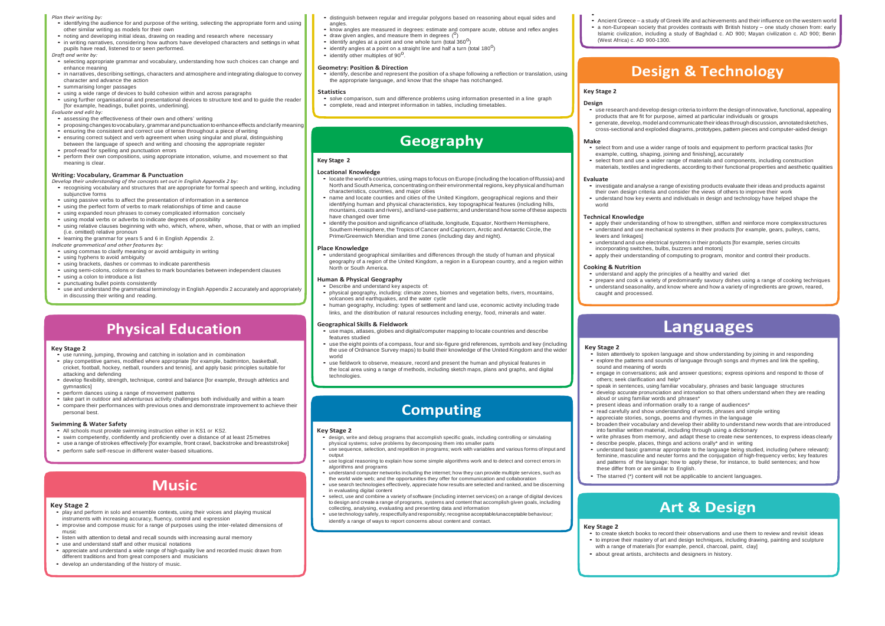*Plan their writing by:*

- identifying the audience for and purpose of the writing, selecting the appropriate form and using other similar writing as models for their own
- noting and developing initial ideas, drawing on reading and research where necessary
- in writing narratives, considering how authors have developed characters and settings in what pupils have read, listened to or seen performed.

*Draft and write by:*

- selecting appropriate grammar and vocabulary, understanding how such choices can change and enhance meaning
- in narratives, describing settings, characters and atmosphere and integrating dialogue to convey character and advance the action
- summarising longer passages
- using a wide range of devices to build cohesion within and across paragraphs
- using further organisational and presentational devices to structure text and to guide the reader [for example, headings, bullet points, underlining].

*Evaluate and edit by:*

- assessing the effectiveness of their own and others' writing
- proposing changes to vocabulary, grammar and punctuation to enhance effects and clarify meaning
- ensuring the consistent and correct use of tense throughout a piece of writing
- ensuring correct subject and verb agreement when using singular and plural, distinguishing between the language of speech and writing and choosing the appropriate register
- proof-read for spelling and punctuation errors
- perform their own compositions, using appropriate intonation, volume, and movement so that meaning is clear.

**Writing: Vocabulary, Grammar & Punctuation**

*Develop their understanding of the concepts set out in English Appendix 2 by:*

- recognising vocabulary and structures that are appropriate for formal speech and writing, including subjunctive forms
- using passive verbs to affect the presentation of information in a sentence
- using the perfect form of verbs to mark relationships of time and cause
- using expanded noun phrases to convey complicated information concisely
- using modal verbs or adverbs to indicate degrees of possibility
- using relative clauses beginning with who, which, where, when, whose, that or with an implied (i.e. omitted) relative pronoun
- learning the grammar for years 5 and 6 in English Appendix 2.

*Indicate grammatical and other features by:*

- using commas to clarify meaning or avoid ambiguity in writing
- using hyphens to avoid ambiguity
- using brackets, dashes or commas to indicate parenthesis
- using semi-colons, colons or dashes to mark boundaries between independent clauses
- using a colon to introduce a list
- punctuating bullet points consistently
- use and understand the grammatical terminology in English Appendix 2 accurately and appropriately in discussing their writing and reading.

# Physical Education

**Key Stage 2**

- use running, jumping, throwing and catching in isolation and in combination
- play competitive games, modified where appropriate [for example, badminton, basketball, cricket, football, hockey, netball, rounders and tennis], and apply basic principles suitable for attacking and defending
- develop flexibility, strength, technique, control and balance [for example, through athletics and gymnastics]
- perform dances using a range of movement patterns
- take part in outdoor and adventurous activity challenges both individually and within a team
- compare their performances with previous ones and demonstrate improvement to achieve their personal best.

**Swimming & Water Safety**

- All schools must provide swimming instruction either in KS1 or KS2.
- swim competently, confidently and proficiently over a distance of at least 25 metres
- use a range of strokes effectively [for example, front crawl, backstroke and breaststroke]
- perform safe self-rescue in different water-based situations.

# Music

**Key Stage 2**

- play and perform in solo and ensemble contexts, using their voices and playing musical instruments with increasing accuracy, fluency, control and expression
- improvise and compose music for a range of purposes using the inter-related dimensions of music
- listen with attention to detail and recall sounds with increasing aural memory
- use and understand staff and other musical notations
- appreciate and understand a wide range of high-quality live and recorded music drawn from different traditions and from great composers and musicians
- develop an understanding of the history of music.

- distinguish between regular and irregular polygons based on reasoning about equal sides and angles.
- know angles are measured in degrees: estimate and compare acute, obtuse and reflex angles
- draw given angles, and measure them in degrees ($^{o}$)
- identify angles at a point and one whole turn (total $360^{o}$)
- identify angles at a point on a straight line and half a turn (total $180^{o}$)
- identify other multiples of $90^{o}$.

**Geometry: Position & Direction**

- identify, describe and represent the position of a shape following a reflection or translation, using the appropriate language, and know that the shape has not changed.

**Statistics**

- solve comparison, sum and difference problems using information presented in a line graph
- complete, read and interpret information in tables, including timetables.

# Geography

**Key Stage 2**

**Locational Knowledge**

- locate the world's countries, using maps to focus on Europe (including the location of Russia) and North and South America, concentrating on their environmental regions, key physical and human characteristics, countries, and major cities
- name and locate counties and cities of the United Kingdom, geographical regions and their identifying human and physical characteristics, key topographical features (including hills, mountains, coasts and rivers), and land-use patterns; and understand how some of these aspects have changed over time
- identify the position and significance of latitude, longitude, Equator, Northern Hemisphere, Southern Hemisphere, the Tropics of Cancer and Capricorn, Arctic and Antarctic Circle, the Prime/Greenwich Meridian and time zones (including day and night).

**Place Knowledge**

- understand geographical similarities and differences through the study of human and physical geography of a region of the United Kingdom, a region in a European country, and a region within North or South America.

**Human & Physical Geography**

- Describe and understand key aspects of:
- physical geography, including: climate zones, biomes and vegetation belts, rivers, mountains, volcanoes and earthquakes, and the water cycle
- human geography, including: types of settlement and land use, economic activity including trade links, and the distribution of natural resources including energy, food, minerals and water.

**Geographical Skills & Fieldwork**

- use maps, atlases, globes and digital/computer mapping to locate countries and describe features studied
- use the eight points of a compass, four and six-figure grid references, symbols and key (including the use of Ordnance Survey maps) to build their knowledge of the United Kingdom and the wider world
- use fieldwork to observe, measure, record and present the human and physical features in the local area using a range of methods, including sketch maps, plans and graphs, and digital technologies.

# Computing

**Key Stage 2**

- design, write and debug programs that accomplish specific goals, including controlling or simulating physical systems; solve problems by decomposing them into smaller parts
- use sequence, selection, and repetition in programs; work with variables and various forms of input and output
- use logical reasoning to explain how some simple algorithms work and to detect and correct errors in algorithms and programs
- understand computer networks including the internet; how they can provide multiple services, such as the world wide web; and the opportunities they offer for communication and collaboration
- use search technologies effectively, appreciate how results are selected and ranked, and be discerning in evaluating digital content
- select, use and combine a variety of software (including internet services) on a range of digital devices to design and create a range of programs, systems and content that accomplish given goals, including collecting, analysing, evaluating and presenting data and information
- use technology safely, respectfully and responsibly; recognise acceptable/unacceptable behaviour; identify a range of ways to report concerns about content and contact.

- Ancient Greece – a study of Greek life and achievements and their influence on the western world
- a non-European society that provides contrasts with British history – one study chosen from: early Islamic civilization, including a study of Baghdad c. AD 900; Mayan civilization c. AD 900; Benin (West Africa) c. AD 900-1300.

# Design & Technology

**Key Stage 2**

**Design**

- use research and develop design criteria to inform the design of innovative, functional, appealing products that are fit for purpose, aimed at particular individuals or groups
- generate, develop, model and communicate their ideas through discussion, annotated sketches, cross-sectional and exploded diagrams, prototypes, pattern pieces and computer-aided design

**Make**

- select from and use a wider range of tools and equipment to perform practical tasks [for example, cutting, shaping, joining and finishing], accurately
- select from and use a wider range of materials and components, including construction materials, textiles and ingredients, according to their functional properties and aesthetic qualities

**Evaluate**

- investigate and analyse a range of existing products evaluate their ideas and products against their own design criteria and consider the views of others to improve their work
- understand how key events and individuals in design and technology have helped shape the world

**Technical Knowledge**

- apply their understanding of how to strengthen, stiffen and reinforce more complex structures
- understand and use mechanical systems in their products [for example, gears, pulleys, cams, levers and linkages]
- understand and use electrical systems in their products [for example, series circuits incorporating switches, bulbs, buzzers and motors]
- apply their understanding of computing to program, monitor and control their products.

**Cooking & Nutrition**

- understand and apply the principles of a healthy and varied diet
- prepare and cook a variety of predominantly savoury dishes using a range of cooking techniques
- understand seasonality, and know where and how a variety of ingredients are grown, reared, caught and processed.

# Languages

**Key Stage 2**

- listen attentively to spoken language and show understanding by joining in and responding
- explore the patterns and sounds of language through songs and rhymes and link the spelling, sound and meaning of words
- engage in conversations; ask and answer questions; express opinions and respond to those of others; seek clarification and help*
- speak in sentences, using familiar vocabulary, phrases and basic language structures
- develop accurate pronunciation and intonation so that others understand when they are reading aloud or using familiar words and phrases*
- present ideas and information orally to a range of audiences*
- read carefully and show understanding of words, phrases and simple writing
- appreciate stories, songs, poems and rhymes in the language
- broaden their vocabulary and develop their ability to understand new words that are introduced into familiar written material, including through using a dictionary
- write phrases from memory, and adapt these to create new sentences, to express ideas clearly
- describe people, places, things and actions orally* and in writing
- understand basic grammar appropriate to the language being studied, including (where relevant): feminine, masculine and neuter forms and the conjugation of high-frequency verbs; key features and patterns of the language; how to apply these, for instance, to build sentences; and how these differ from or are similar to English.
- The starred (*) content will not be applicable to ancient languages.

# Art & Design

**Key Stage 2**

- to create sketch books to record their observations and use them to review and revisit ideas
- to improve their mastery of art and design techniques, including drawing, painting and sculpture with a range of materials [for example, pencil, charcoal, paint, clay]
- about great artists, architects and designers in history.